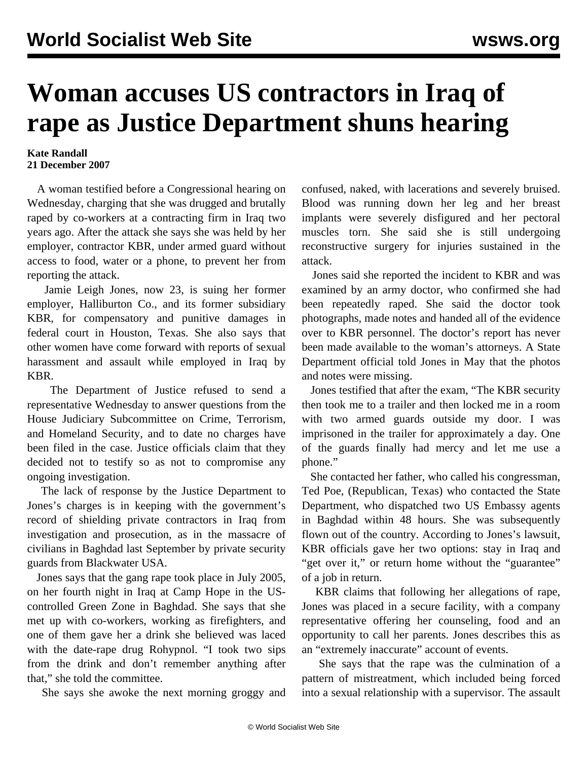# Woman accuses US contractors in Iraq of rape as Justice Department shuns hearing

**Kate Randall**
**21 December 2007**

A woman testified before a Congressional hearing on Wednesday, charging that she was drugged and brutally raped by co-workers at a contracting firm in Iraq two years ago. After the attack she says she was held by her employer, contractor KBR, under armed guard without access to food, water or a phone, to prevent her from reporting the attack.

Jamie Leigh Jones, now 23, is suing her former employer, Halliburton Co., and its former subsidiary KBR, for compensatory and punitive damages in federal court in Houston, Texas. She also says that other women have come forward with reports of sexual harassment and assault while employed in Iraq by KBR.

The Department of Justice refused to send a representative Wednesday to answer questions from the House Judiciary Subcommittee on Crime, Terrorism, and Homeland Security, and to date no charges have been filed in the case. Justice officials claim that they decided not to testify so as not to compromise any ongoing investigation.

The lack of response by the Justice Department to Jones's charges is in keeping with the government's record of shielding private contractors in Iraq from investigation and prosecution, as in the massacre of civilians in Baghdad last September by private security guards from Blackwater USA.

Jones says that the gang rape took place in July 2005, on her fourth night in Iraq at Camp Hope in the US-controlled Green Zone in Baghdad. She says that she met up with co-workers, working as firefighters, and one of them gave her a drink she believed was laced with the date-rape drug Rohypnol. "I took two sips from the drink and don't remember anything after that," she told the committee.

She says she awoke the next morning groggy and confused, naked, with lacerations and severely bruised. Blood was running down her leg and her breast implants were severely disfigured and her pectoral muscles torn. She said she is still undergoing reconstructive surgery for injuries sustained in the attack.

Jones said she reported the incident to KBR and was examined by an army doctor, who confirmed she had been repeatedly raped. She said the doctor took photographs, made notes and handed all of the evidence over to KBR personnel. The doctor's report has never been made available to the woman's attorneys. A State Department official told Jones in May that the photos and notes were missing.

Jones testified that after the exam, "The KBR security then took me to a trailer and then locked me in a room with two armed guards outside my door. I was imprisoned in the trailer for approximately a day. One of the guards finally had mercy and let me use a phone."

She contacted her father, who called his congressman, Ted Poe, (Republican, Texas) who contacted the State Department, who dispatched two US Embassy agents in Baghdad within 48 hours. She was subsequently flown out of the country. According to Jones's lawsuit, KBR officials gave her two options: stay in Iraq and "get over it," or return home without the "guarantee" of a job in return.

KBR claims that following her allegations of rape, Jones was placed in a secure facility, with a company representative offering her counseling, food and an opportunity to call her parents. Jones describes this as an "extremely inaccurate" account of events.

She says that the rape was the culmination of a pattern of mistreatment, which included being forced into a sexual relationship with a supervisor. The assault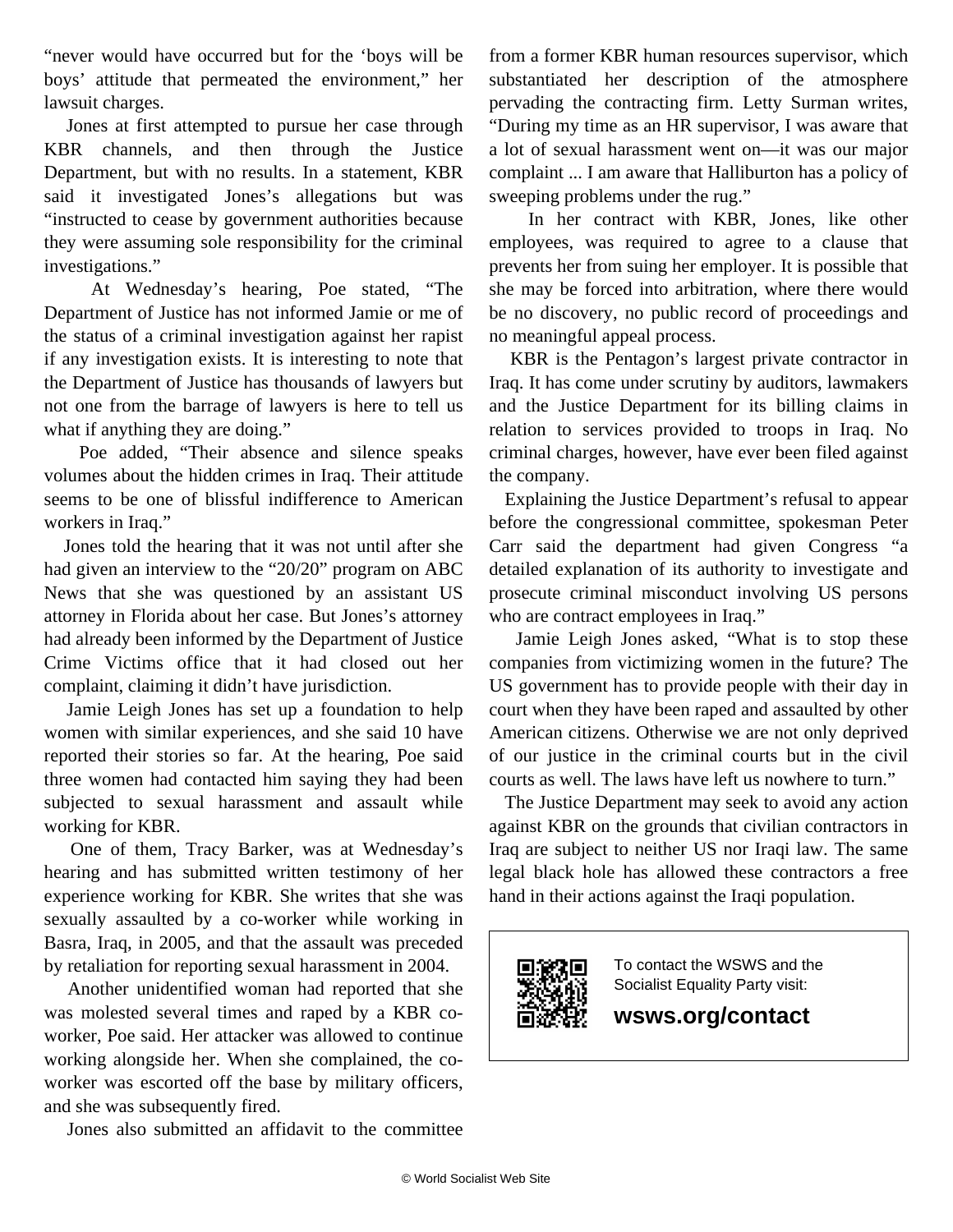"never would have occurred but for the 'boys will be boys' attitude that permeated the environment," her lawsuit charges.

Jones at first attempted to pursue her case through KBR channels, and then through the Justice Department, but with no results. In a statement, KBR said it investigated Jones's allegations but was "instructed to cease by government authorities because they were assuming sole responsibility for the criminal investigations."

At Wednesday's hearing, Poe stated, "The Department of Justice has not informed Jamie or me of the status of a criminal investigation against her rapist if any investigation exists. It is interesting to note that the Department of Justice has thousands of lawyers but not one from the barrage of lawyers is here to tell us what if anything they are doing."

Poe added, "Their absence and silence speaks volumes about the hidden crimes in Iraq. Their attitude seems to be one of blissful indifference to American workers in Iraq."

Jones told the hearing that it was not until after she had given an interview to the "20/20" program on ABC News that she was questioned by an assistant US attorney in Florida about her case. But Jones's attorney had already been informed by the Department of Justice Crime Victims office that it had closed out her complaint, claiming it didn't have jurisdiction.

Jamie Leigh Jones has set up a foundation to help women with similar experiences, and she said 10 have reported their stories so far. At the hearing, Poe said three women had contacted him saying they had been subjected to sexual harassment and assault while working for KBR.

One of them, Tracy Barker, was at Wednesday's hearing and has submitted written testimony of her experience working for KBR. She writes that she was sexually assaulted by a co-worker while working in Basra, Iraq, in 2005, and that the assault was preceded by retaliation for reporting sexual harassment in 2004.

Another unidentified woman had reported that she was molested several times and raped by a KBR co-worker, Poe said. Her attacker was allowed to continue working alongside her. When she complained, the co-worker was escorted off the base by military officers, and she was subsequently fired.

Jones also submitted an affidavit to the committee from a former KBR human resources supervisor, which substantiated her description of the atmosphere pervading the contracting firm. Letty Surman writes, "During my time as an HR supervisor, I was aware that a lot of sexual harassment went on—it was our major complaint ... I am aware that Halliburton has a policy of sweeping problems under the rug."

In her contract with KBR, Jones, like other employees, was required to agree to a clause that prevents her from suing her employer. It is possible that she may be forced into arbitration, where there would be no discovery, no public record of proceedings and no meaningful appeal process.

KBR is the Pentagon's largest private contractor in Iraq. It has come under scrutiny by auditors, lawmakers and the Justice Department for its billing claims in relation to services provided to troops in Iraq. No criminal charges, however, have ever been filed against the company.

Explaining the Justice Department's refusal to appear before the congressional committee, spokesman Peter Carr said the department had given Congress "a detailed explanation of its authority to investigate and prosecute criminal misconduct involving US persons who are contract employees in Iraq."

Jamie Leigh Jones asked, "What is to stop these companies from victimizing women in the future? The US government has to provide people with their day in court when they have been raped and assaulted by other American citizens. Otherwise we are not only deprived of our justice in the criminal courts but in the civil courts as well. The laws have left us nowhere to turn."

The Justice Department may seek to avoid any action against KBR on the grounds that civilian contractors in Iraq are subject to neither US nor Iraqi law. The same legal black hole has allowed these contractors a free hand in their actions against the Iraqi population.

To contact the WSWS and the Socialist Equality Party visit:

**wsws.org/contact**